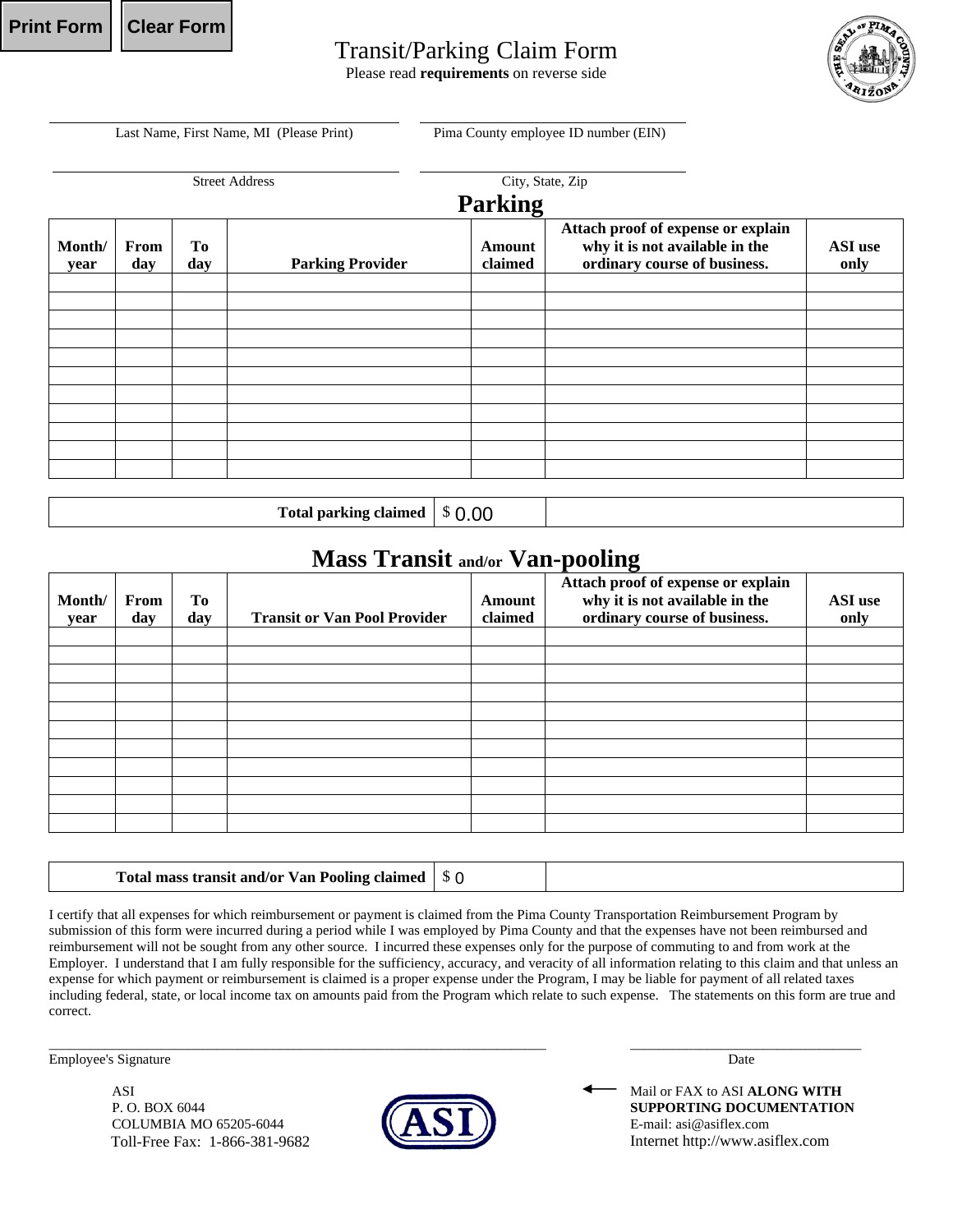Print Form  Clear Form

# Transit/Parking Claim Form

Please read **requirements** on reverse side

\_\_\_\_\_\_\_\_\_\_\_\_\_\_\_\_\_\_\_\_\_\_\_\_\_\_\_\_\_\_\_\_\_\_\_\_\_\_\_\_\_\_\_\_\_\_\_\_\_\_ \_\_\_\_\_\_\_\_\_\_\_\_\_\_\_\_\_\_\_\_\_\_\_\_\_\_\_\_\_\_\_\_\_\_\_\_\_\_
Last Name, First Name, MI (Please Print) — Pima County employee ID number (EIN)

\_\_\_\_\_\_\_\_\_\_\_\_\_\_\_\_\_\_\_\_\_\_\_\_\_\_\_\_\_\_\_\_\_\_\_\_\_\_\_\_\_\_\_\_\_\_\_\_\_\_ \_\_\_\_\_\_\_\_\_\_\_\_\_\_\_\_\_\_\_\_\_\_\_\_\_\_\_\_\_\_\_\_\_\_\_\_\_\_
Street Address — City, State, Zip

## Parking

| Month/ year | From day | To day | Parking Provider | Amount claimed | Attach proof of expense or explain why it is not available in the ordinary course of business. | ASI use only |
|---|---|---|---|---|---|---|
| | | | | | | |
| | | | | | | |
| | | | | | | |
| | | | | | | |
| | | | | | | |
| | | | | | | |
| | | | | | | |
| | | | | | | |
| | | | | | | |
| | | | | | | |
| | | | | | | |

| Total parking claimed | $ 0.00 | |
|---|---|---|

## Mass Transit and/or Van-pooling

| Month/ year | From day | To day | Transit or Van Pool Provider | Amount claimed | Attach proof of expense or explain why it is not available in the ordinary course of business. | ASI use only |
|---|---|---|---|---|---|---|
| | | | | | | |
| | | | | | | |
| | | | | | | |
| | | | | | | |
| | | | | | | |
| | | | | | | |
| | | | | | | |
| | | | | | | |
| | | | | | | |
| | | | | | | |
| | | | | | | |

| Total mass transit and/or Van Pooling claimed | $ 0 | |
|---|---|---|

I certify that all expenses for which reimbursement or payment is claimed from the Pima County Transportation Reimbursement Program by submission of this form were incurred during a period while I was employed by Pima County and that the expenses have not been reimbursed and reimbursement will not be sought from any other source. I incurred these expenses only for the purpose of commuting to and from work at the Employer. I understand that I am fully responsible for the sufficiency, accuracy, and veracity of all information relating to this claim and that unless an expense for which payment or reimbursement is claimed is a proper expense under the Program, I may be liable for payment of all related taxes including federal, state, or local income tax on amounts paid from the Program which relate to such expense. The statements on this form are true and correct.

\_\_\_\_\_\_\_\_\_\_\_\_\_\_\_\_\_\_\_\_\_\_\_\_\_\_\_\_\_\_\_\_\_\_\_\_\_\_\_\_\_\_\_\_\_\_\_\_\_\_\_\_\_\_\_\_ \_\_\_\_\_\_\_\_\_\_\_\_\_\_\_\_\_\_\_\_\_\_\_\_\_\_\_\_\_\_
Employee's Signature — Date

ASI
P. O. BOX 6044
COLUMBIA MO 65205-6044
Toll-Free Fax: 1-866-381-9682

ASI

Mail or FAX to ASI **ALONG WITH SUPPORTING DOCUMENTATION**
E-mail: asi@asiflex.com
Internet http://www.asiflex.com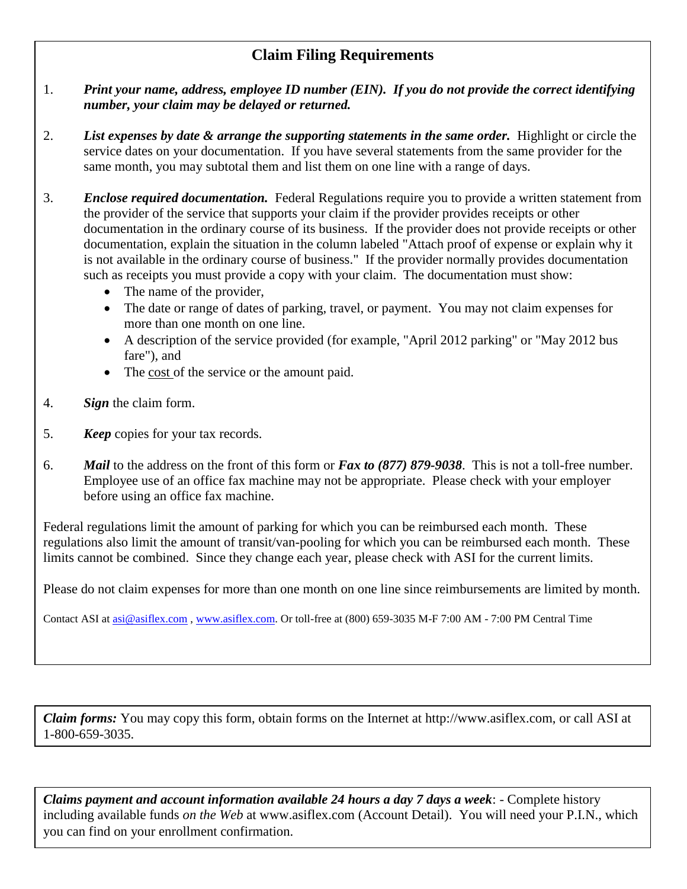## Claim Filing Requirements

1. ***Print your name, address, employee ID number (EIN). If you do not provide the correct identifying number, your claim may be delayed or returned.***

2. ***List expenses by date & arrange the supporting statements in the same order.*** Highlight or circle the service dates on your documentation. If you have several statements from the same provider for the same month, you may subtotal them and list them on one line with a range of days.

3. ***Enclose required documentation.*** Federal Regulations require you to provide a written statement from the provider of the service that supports your claim if the provider provides receipts or other documentation in the ordinary course of its business. If the provider does not provide receipts or other documentation, explain the situation in the column labeled "Attach proof of expense or explain why it is not available in the ordinary course of business." If the provider normally provides documentation such as receipts you must provide a copy with your claim. The documentation must show:
   - The name of the provider,
   - The date or range of dates of parking, travel, or payment. You may not claim expenses for more than one month on one line.
   - A description of the service provided (for example, "April 2012 parking" or "May 2012 bus fare"), and
   - The cost of the service or the amount paid.

4. ***Sign*** the claim form.

5. ***Keep*** copies for your tax records.

6. ***Mail*** to the address on the front of this form or ***Fax to (877) 879-9038***. This is not a toll-free number. Employee use of an office fax machine may not be appropriate. Please check with your employer before using an office fax machine.

Federal regulations limit the amount of parking for which you can be reimbursed each month. These regulations also limit the amount of transit/van-pooling for which you can be reimbursed each month. These limits cannot be combined. Since they change each year, please check with ASI for the current limits.

Please do not claim expenses for more than one month on one line since reimbursements are limited by month.

Contact ASI at asi@asiflex.com , www.asiflex.com. Or toll-free at (800) 659-3035 M-F 7:00 AM - 7:00 PM Central Time

***Claim forms:*** You may copy this form, obtain forms on the Internet at http://www.asiflex.com, or call ASI at 1-800-659-3035.

***Claims payment and account information available 24 hours a day 7 days a week***: - Complete history including available funds *on the Web* at www.asiflex.com (Account Detail). You will need your P.I.N., which you can find on your enrollment confirmation.